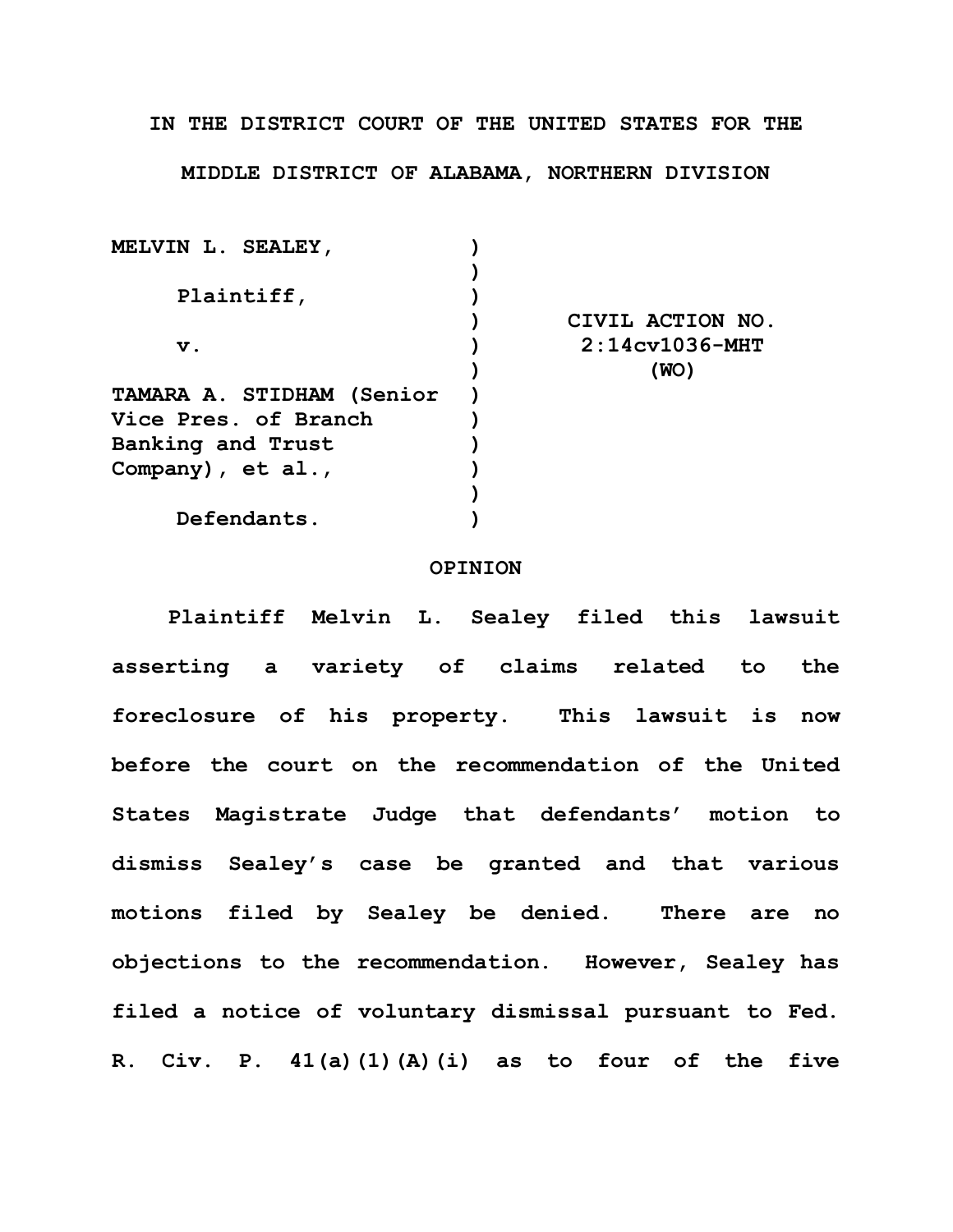IN THE DISTRICT COURT OF THE UNITED STATES FOR THE

MIDDLE DISTRICT OF ALABAMA, NORTHERN DIVISION

| | | |
|---|---|---|
| MELVIN L. SEALEY, | ) | |
| | ) | |
| Plaintiff, | ) | |
| | ) | CIVIL ACTION NO. |
| v. | ) | 2:14cv1036-MHT |
| | ) | (WO) |
| TAMARA A. STIDHAM (Senior Vice Pres. of Branch Banking and Trust Company), et al., | ) | |
| | ) | |
| Defendants. | ) | |

## OPINION

Plaintiff Melvin L. Sealey filed this lawsuit asserting a variety of claims related to the foreclosure of his property. This lawsuit is now before the court on the recommendation of the United States Magistrate Judge that defendants' motion to dismiss Sealey's case be granted and that various motions filed by Sealey be denied. There are no objections to the recommendation. However, Sealey has filed a notice of voluntary dismissal pursuant to Fed. R. Civ. P. 41(a)(1)(A)(i) as to four of the five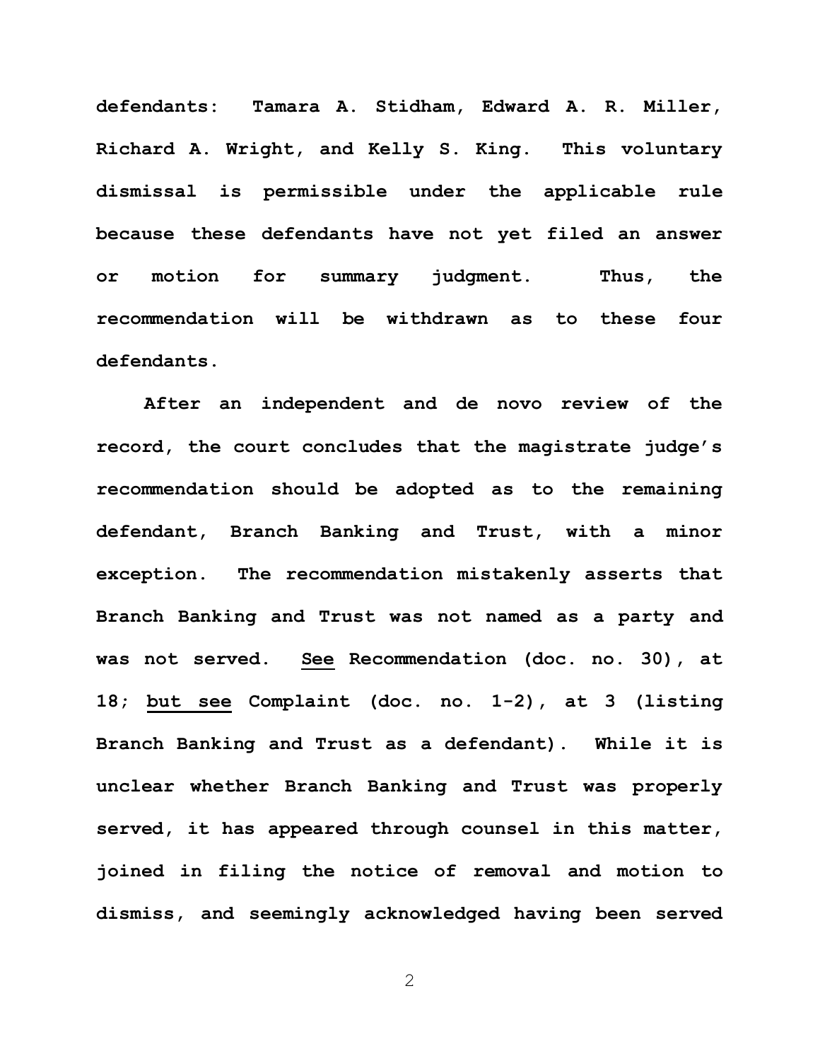defendants: Tamara A. Stidham, Edward A. R. Miller, Richard A. Wright, and Kelly S. King. This voluntary dismissal is permissible under the applicable rule because these defendants have not yet filed an answer or motion for summary judgment. Thus, the recommendation will be withdrawn as to these four defendants.

After an independent and de novo review of the record, the court concludes that the magistrate judge's recommendation should be adopted as to the remaining defendant, Branch Banking and Trust, with a minor exception. The recommendation mistakenly asserts that Branch Banking and Trust was not named as a party and was not served. See Recommendation (doc. no. 30), at 18; but see Complaint (doc. no. 1-2), at 3 (listing Branch Banking and Trust as a defendant). While it is unclear whether Branch Banking and Trust was properly served, it has appeared through counsel in this matter, joined in filing the notice of removal and motion to dismiss, and seemingly acknowledged having been served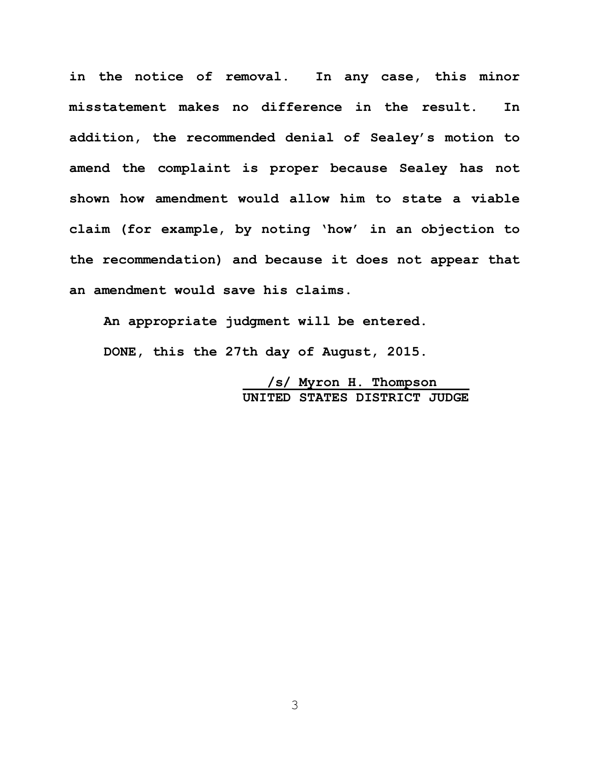in the notice of removal. In any case, this minor misstatement makes no difference in the result. In addition, the recommended denial of Sealey's motion to amend the complaint is proper because Sealey has not shown how amendment would allow him to state a viable claim (for example, by noting 'how' in an objection to the recommendation) and because it does not appear that an amendment would save his claims.

An appropriate judgment will be entered.

DONE, this the 27th day of August, 2015.

/s/ Myron H. Thompson
UNITED STATES DISTRICT JUDGE